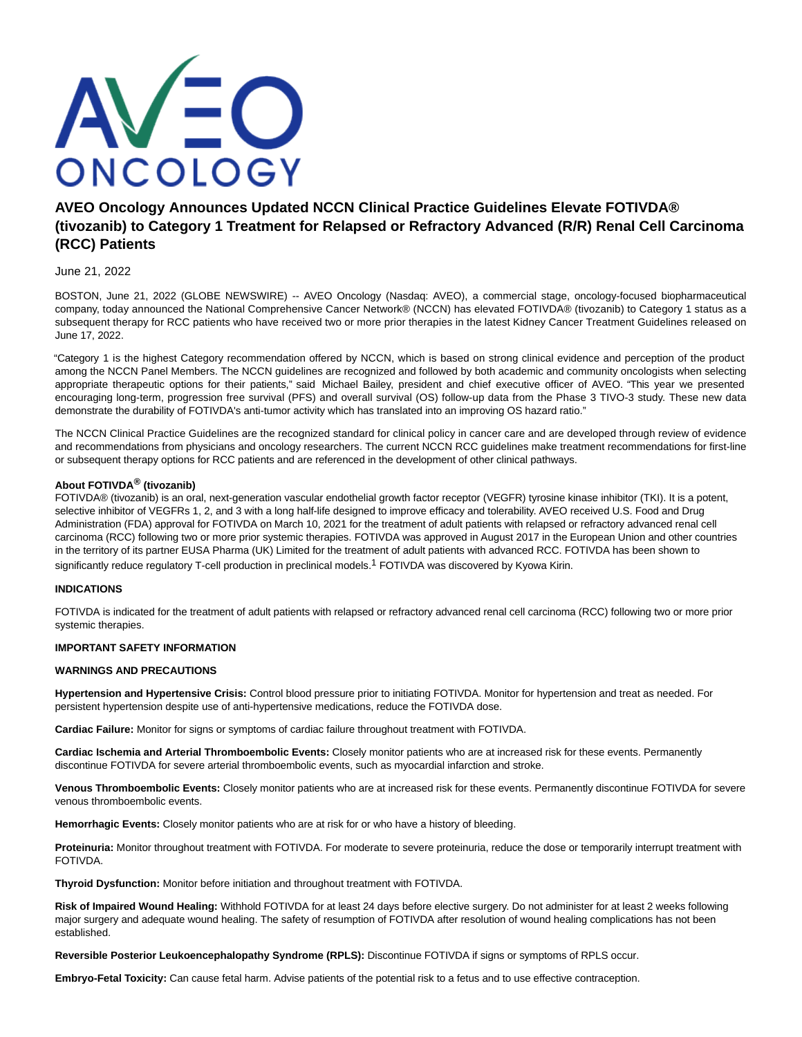# AVEO Oncology Announces Updated NCCN Clinical Practice Guidelines Elevate FOTIVDA® (tivozanib) to Category 1 Treatment for Relapsed or Refractory Advanced (R/R) Renal Cell Carcinoma (RCC) Patients

June 21, 2022

BOSTON, June 21, 2022 (GLOBE NEWSWIRE) -- AVEO Oncology (Nasdaq: AVEO), a commercial stage, oncology-focused biopharmaceutical company, today announced the National Comprehensive Cancer Network® (NCCN) has elevated FOTIVDA® (tivozanib) to Category 1 status as a subsequent therapy for RCC patients who have received two or more prior therapies in the latest Kidney Cancer Treatment Guidelines released on June 17, 2022.

"Category 1 is the highest Category recommendation offered by NCCN, which is based on strong clinical evidence and perception of the product among the NCCN Panel Members. The NCCN guidelines are recognized and followed by both academic and community oncologists when selecting appropriate therapeutic options for their patients," said Michael Bailey, president and chief executive officer of AVEO. "This year we presented encouraging long-term, progression free survival (PFS) and overall survival (OS) follow-up data from the Phase 3 TIVO-3 study. These new data demonstrate the durability of FOTIVDA's anti-tumor activity which has translated into an improving OS hazard ratio."

The NCCN Clinical Practice Guidelines are the recognized standard for clinical policy in cancer care and are developed through review of evidence and recommendations from physicians and oncology researchers. The current NCCN RCC guidelines make treatment recommendations for first-line or subsequent therapy options for RCC patients and are referenced in the development of other clinical pathways.

**About FOTIVDA® (tivozanib)**

FOTIVDA® (tivozanib) is an oral, next-generation vascular endothelial growth factor receptor (VEGFR) tyrosine kinase inhibitor (TKI). It is a potent, selective inhibitor of VEGFRs 1, 2, and 3 with a long half-life designed to improve efficacy and tolerability. AVEO received U.S. Food and Drug Administration (FDA) approval for FOTIVDA on March 10, 2021 for the treatment of adult patients with relapsed or refractory advanced renal cell carcinoma (RCC) following two or more prior systemic therapies. FOTIVDA was approved in August 2017 in the European Union and other countries in the territory of its partner EUSA Pharma (UK) Limited for the treatment of adult patients with advanced RCC. FOTIVDA has been shown to significantly reduce regulatory T-cell production in preclinical models.[1] FOTIVDA was discovered by Kyowa Kirin.

**INDICATIONS**

FOTIVDA is indicated for the treatment of adult patients with relapsed or refractory advanced renal cell carcinoma (RCC) following two or more prior systemic therapies.

**IMPORTANT SAFETY INFORMATION**

**WARNINGS AND PRECAUTIONS**

**Hypertension and Hypertensive Crisis:** Control blood pressure prior to initiating FOTIVDA. Monitor for hypertension and treat as needed. For persistent hypertension despite use of anti-hypertensive medications, reduce the FOTIVDA dose.

**Cardiac Failure:** Monitor for signs or symptoms of cardiac failure throughout treatment with FOTIVDA.

**Cardiac Ischemia and Arterial Thromboembolic Events:** Closely monitor patients who are at increased risk for these events. Permanently discontinue FOTIVDA for severe arterial thromboembolic events, such as myocardial infarction and stroke.

**Venous Thromboembolic Events:** Closely monitor patients who are at increased risk for these events. Permanently discontinue FOTIVDA for severe venous thromboembolic events.

**Hemorrhagic Events:** Closely monitor patients who are at risk for or who have a history of bleeding.

**Proteinuria:** Monitor throughout treatment with FOTIVDA. For moderate to severe proteinuria, reduce the dose or temporarily interrupt treatment with FOTIVDA.

**Thyroid Dysfunction:** Monitor before initiation and throughout treatment with FOTIVDA.

**Risk of Impaired Wound Healing:** Withhold FOTIVDA for at least 24 days before elective surgery. Do not administer for at least 2 weeks following major surgery and adequate wound healing. The safety of resumption of FOTIVDA after resolution of wound healing complications has not been established.

**Reversible Posterior Leukoencephalopathy Syndrome (RPLS):** Discontinue FOTIVDA if signs or symptoms of RPLS occur.

**Embryo-Fetal Toxicity:** Can cause fetal harm. Advise patients of the potential risk to a fetus and to use effective contraception.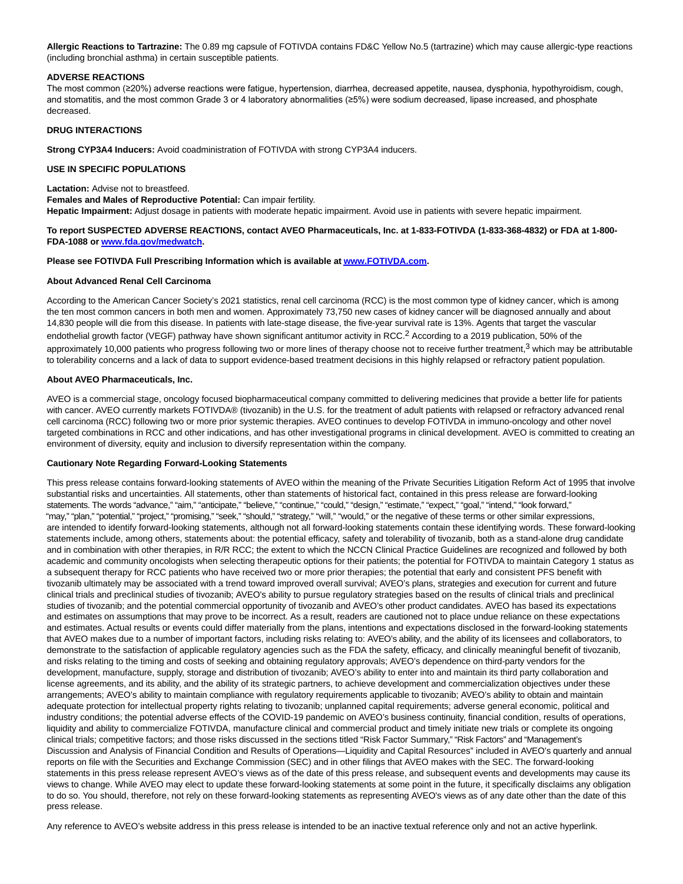**Allergic Reactions to Tartrazine:** The 0.89 mg capsule of FOTIVDA contains FD&C Yellow No.5 (tartrazine) which may cause allergic-type reactions (including bronchial asthma) in certain susceptible patients.

**ADVERSE REACTIONS**

The most common (≥20%) adverse reactions were fatigue, hypertension, diarrhea, decreased appetite, nausea, dysphonia, hypothyroidism, cough, and stomatitis, and the most common Grade 3 or 4 laboratory abnormalities (≥5%) were sodium decreased, lipase increased, and phosphate decreased.

**DRUG INTERACTIONS**

**Strong CYP3A4 Inducers:** Avoid coadministration of FOTIVDA with strong CYP3A4 inducers.

**USE IN SPECIFIC POPULATIONS**

**Lactation:** Advise not to breastfeed.
**Females and Males of Reproductive Potential:** Can impair fertility.
**Hepatic Impairment:** Adjust dosage in patients with moderate hepatic impairment. Avoid use in patients with severe hepatic impairment.

**To report SUSPECTED ADVERSE REACTIONS, contact AVEO Pharmaceuticals, Inc. at 1-833-FOTIVDA (1-833-368-4832) or FDA at 1-800-FDA-1088 or [www.fda.gov/medwatch](www.fda.gov/medwatch).**

**Please see FOTIVDA Full Prescribing Information which is available at [www.FOTIVDA.com](www.FOTIVDA.com).**

**About Advanced Renal Cell Carcinoma**

According to the American Cancer Society's 2021 statistics, renal cell carcinoma (RCC) is the most common type of kidney cancer, which is among the ten most common cancers in both men and women. Approximately 73,750 new cases of kidney cancer will be diagnosed annually and about 14,830 people will die from this disease. In patients with late-stage disease, the five-year survival rate is 13%. Agents that target the vascular endothelial growth factor (VEGF) pathway have shown significant antitumor activity in RCC.[2] According to a 2019 publication, 50% of the approximately 10,000 patients who progress following two or more lines of therapy choose not to receive further treatment,[3] which may be attributable to tolerability concerns and a lack of data to support evidence-based treatment decisions in this highly relapsed or refractory patient population.

**About AVEO Pharmaceuticals, Inc.**

AVEO is a commercial stage, oncology focused biopharmaceutical company committed to delivering medicines that provide a better life for patients with cancer. AVEO currently markets FOTIVDA® (tivozanib) in the U.S. for the treatment of adult patients with relapsed or refractory advanced renal cell carcinoma (RCC) following two or more prior systemic therapies. AVEO continues to develop FOTIVDA in immuno-oncology and other novel targeted combinations in RCC and other indications, and has other investigational programs in clinical development. AVEO is committed to creating an environment of diversity, equity and inclusion to diversify representation within the company.

**Cautionary Note Regarding Forward-Looking Statements**

This press release contains forward-looking statements of AVEO within the meaning of the Private Securities Litigation Reform Act of 1995 that involve substantial risks and uncertainties. All statements, other than statements of historical fact, contained in this press release are forward-looking statements. The words "advance," "aim," "anticipate," "believe," "continue," "could," "design," "estimate," "expect," "goal," "intend," "look forward," "may," "plan," "potential," "project," "promising," "seek," "should," "strategy," "will," "would," or the negative of these terms or other similar expressions, are intended to identify forward-looking statements, although not all forward-looking statements contain these identifying words. These forward-looking statements include, among others, statements about: the potential efficacy, safety and tolerability of tivozanib, both as a stand-alone drug candidate and in combination with other therapies, in R/R RCC; the extent to which the NCCN Clinical Practice Guidelines are recognized and followed by both academic and community oncologists when selecting therapeutic options for their patients; the potential for FOTIVDA to maintain Category 1 status as a subsequent therapy for RCC patients who have received two or more prior therapies; the potential that early and consistent PFS benefit with tivozanib ultimately may be associated with a trend toward improved overall survival; AVEO's plans, strategies and execution for current and future clinical trials and preclinical studies of tivozanib; AVEO's ability to pursue regulatory strategies based on the results of clinical trials and preclinical studies of tivozanib; and the potential commercial opportunity of tivozanib and AVEO's other product candidates. AVEO has based its expectations and estimates on assumptions that may prove to be incorrect. As a result, readers are cautioned not to place undue reliance on these expectations and estimates. Actual results or events could differ materially from the plans, intentions and expectations disclosed in the forward-looking statements that AVEO makes due to a number of important factors, including risks relating to: AVEO's ability, and the ability of its licensees and collaborators, to demonstrate to the satisfaction of applicable regulatory agencies such as the FDA the safety, efficacy, and clinically meaningful benefit of tivozanib, and risks relating to the timing and costs of seeking and obtaining regulatory approvals; AVEO's dependence on third-party vendors for the development, manufacture, supply, storage and distribution of tivozanib; AVEO's ability to enter into and maintain its third party collaboration and license agreements, and its ability, and the ability of its strategic partners, to achieve development and commercialization objectives under these arrangements; AVEO's ability to maintain compliance with regulatory requirements applicable to tivozanib; AVEO's ability to obtain and maintain adequate protection for intellectual property rights relating to tivozanib; unplanned capital requirements; adverse general economic, political and industry conditions; the potential adverse effects of the COVID-19 pandemic on AVEO's business continuity, financial condition, results of operations, liquidity and ability to commercialize FOTIVDA, manufacture clinical and commercial product and timely initiate new trials or complete its ongoing clinical trials; competitive factors; and those risks discussed in the sections titled "Risk Factor Summary," "Risk Factors" and "Management's Discussion and Analysis of Financial Condition and Results of Operations—Liquidity and Capital Resources" included in AVEO's quarterly and annual reports on file with the Securities and Exchange Commission (SEC) and in other filings that AVEO makes with the SEC. The forward-looking statements in this press release represent AVEO's views as of the date of this press release, and subsequent events and developments may cause its views to change. While AVEO may elect to update these forward-looking statements at some point in the future, it specifically disclaims any obligation to do so. You should, therefore, not rely on these forward-looking statements as representing AVEO's views as of any date other than the date of this press release.

Any reference to AVEO's website address in this press release is intended to be an inactive textual reference only and not an active hyperlink.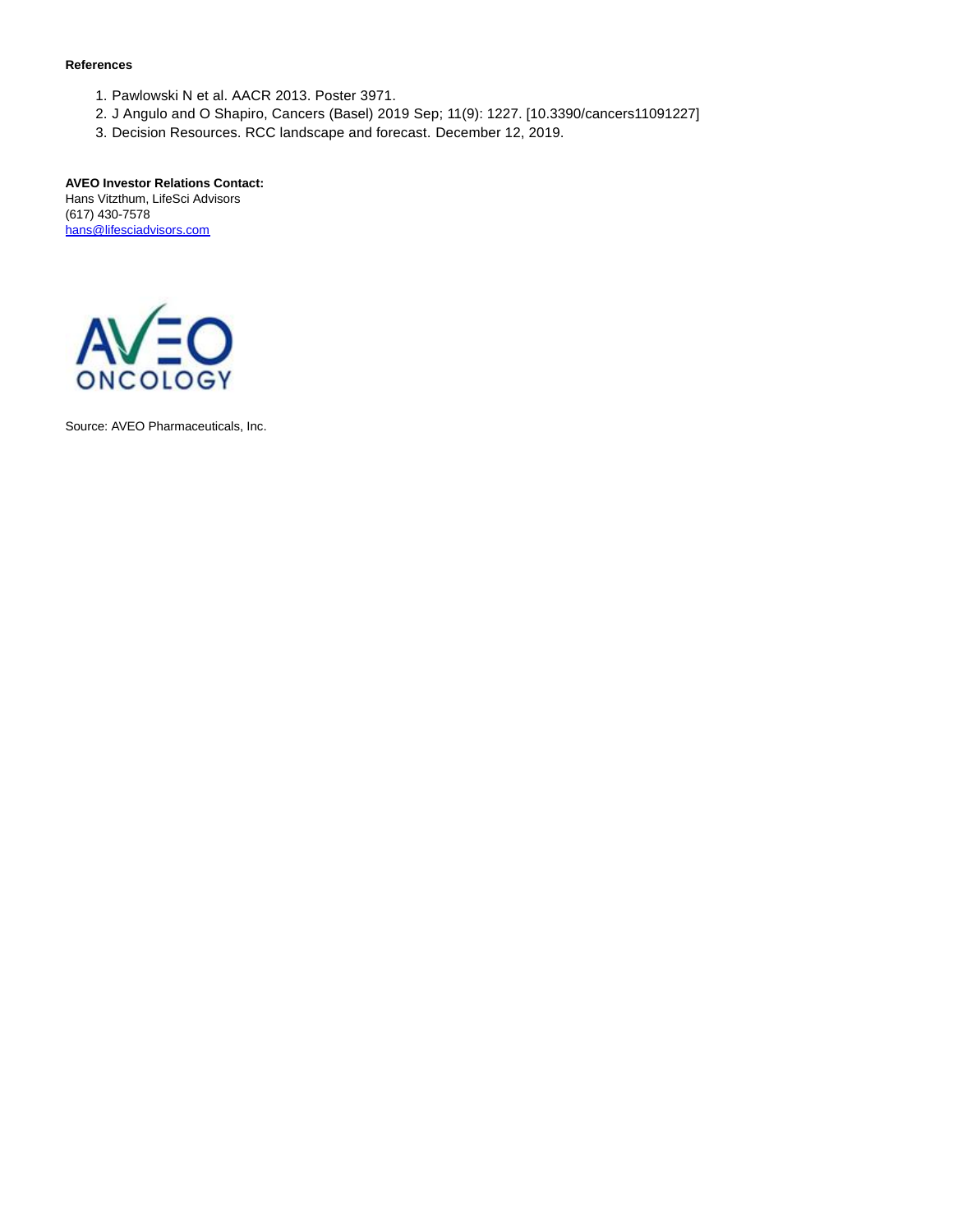**References**

1. Pawlowski N et al. AACR 2013. Poster 3971.
2. J Angulo and O Shapiro, Cancers (Basel) 2019 Sep; 11(9): 1227. [10.3390/cancers11091227]
3. Decision Resources. RCC landscape and forecast. December 12, 2019.

**AVEO Investor Relations Contact:**
Hans Vitzthum, LifeSci Advisors
(617) 430-7578
hans@lifesciadvisors.com

Source: AVEO Pharmaceuticals, Inc.